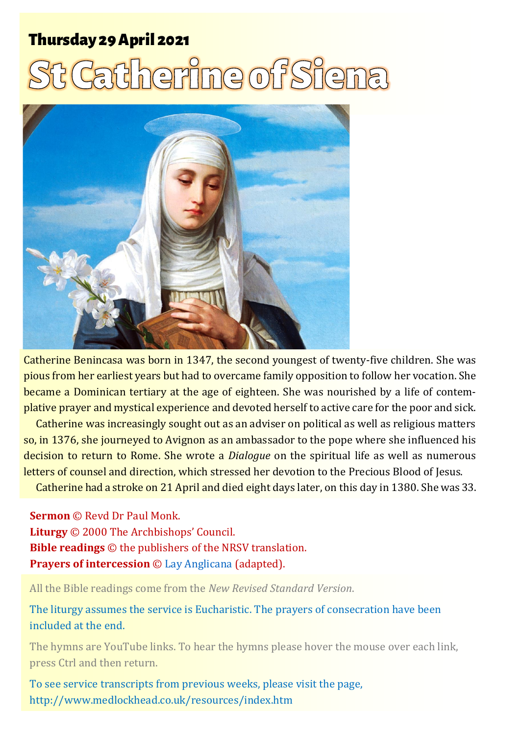**Thursday 29 April 2021**

# St Catherine of Siena

Catherine Benincasa was born in 1347, the second youngest of twenty-five children. She was pious from her earliest years but had to overcame family opposition to follow her vocation. She became a Dominican tertiary at the age of eighteen. She was nourished by a life of contemplative prayer and mystical experience and devoted herself to active care for the poor and sick.

Catherine was increasingly sought out as an adviser on political as well as religious matters so, in 1376, she journeyed to Avignon as an ambassador to the pope where she influenced his decision to return to Rome. She wrote a *Dialogue* on the spiritual life as well as numerous letters of counsel and direction, which stressed her devotion to the Precious Blood of Jesus.

Catherine had a stroke on 21 April and died eight days later, on this day in 1380. She was 33.

**Sermon** © Revd Dr Paul Monk.
**Liturgy** © 2000 The Archbishops' Council.
**Bible readings** © the publishers of the NRSV translation.
**Prayers of intercession** © Lay Anglicana (adapted).

All the Bible readings come from the *New Revised Standard Version*.

The liturgy assumes the service is Eucharistic. The prayers of consecration have been included at the end.

The hymns are YouTube links. To hear the hymns please hover the mouse over each link, press Ctrl and then return.

To see service transcripts from previous weeks, please visit the page, http://www.medlockhead.co.uk/resources/index.htm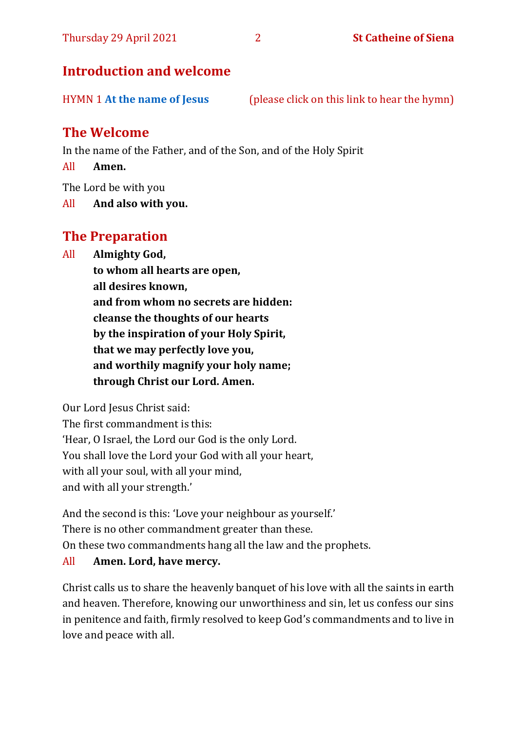## Introduction and welcome

HYMN 1 **At the name of Jesus** (please click on this link to hear the hymn)

## The Welcome

In the name of the Father, and of the Son, and of the Holy Spirit

All **Amen.**

The Lord be with you

All **And also with you.**

## The Preparation

All **Almighty God,**
**to whom all hearts are open,**
**all desires known,**
**and from whom no secrets are hidden:**
**cleanse the thoughts of our hearts**
**by the inspiration of your Holy Spirit,**
**that we may perfectly love you,**
**and worthily magnify your holy name;**
**through Christ our Lord. Amen.**

Our Lord Jesus Christ said:
The first commandment is this:
'Hear, O Israel, the Lord our God is the only Lord.
You shall love the Lord your God with all your heart,
with all your soul, with all your mind,
and with all your strength.'

And the second is this: 'Love your neighbour as yourself.'
There is no other commandment greater than these.
On these two commandments hang all the law and the prophets.

All **Amen. Lord, have mercy.**

Christ calls us to share the heavenly banquet of his love with all the saints in earth and heaven. Therefore, knowing our unworthiness and sin, let us confess our sins in penitence and faith, firmly resolved to keep God's commandments and to live in love and peace with all.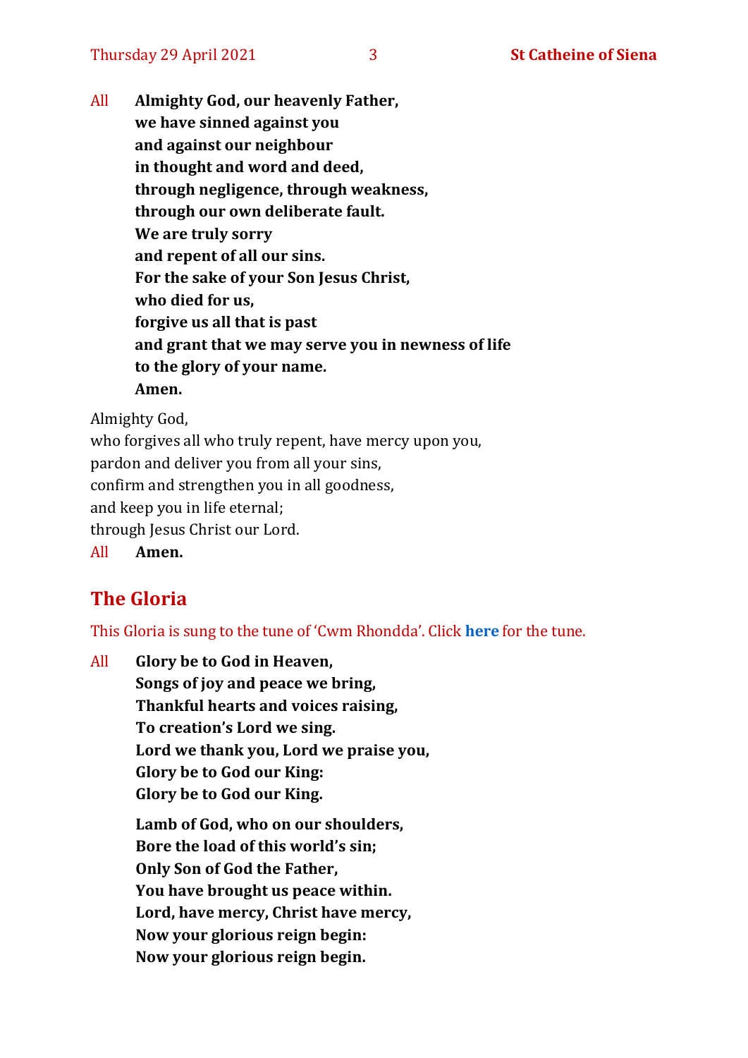All **Almighty God, our heavenly Father,**
**we have sinned against you**
**and against our neighbour**
**in thought and word and deed,**
**through negligence, through weakness,**
**through our own deliberate fault.**
**We are truly sorry**
**and repent of all our sins.**
**For the sake of your Son Jesus Christ,**
**who died for us,**
**forgive us all that is past**
**and grant that we may serve you in newness of life**
**to the glory of your name.**
**Amen.**

Almighty God,
who forgives all who truly repent, have mercy upon you,
pardon and deliver you from all your sins,
confirm and strengthen you in all goodness,
and keep you in life eternal;
through Jesus Christ our Lord.

All **Amen.**

## The Gloria

This Gloria is sung to the tune of 'Cwm Rhondda'. Click **here** for the tune.

All **Glory be to God in Heaven,**
**Songs of joy and peace we bring,**
**Thankful hearts and voices raising,**
**To creation's Lord we sing.**
**Lord we thank you, Lord we praise you,**
**Glory be to God our King:**
**Glory be to God our King.**

**Lamb of God, who on our shoulders,**
**Bore the load of this world's sin;**
**Only Son of God the Father,**
**You have brought us peace within.**
**Lord, have mercy, Christ have mercy,**
**Now your glorious reign begin:**
**Now your glorious reign begin.**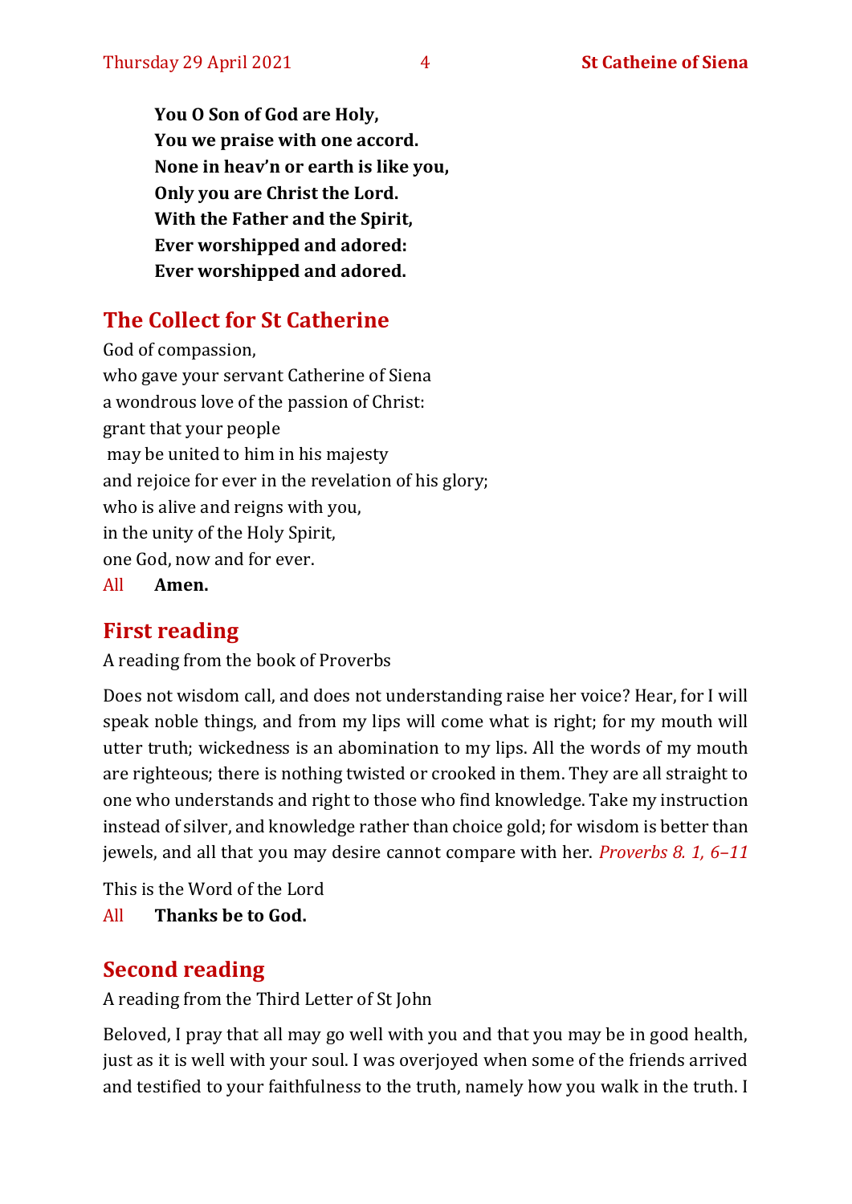**You O Son of God are Holy,**
**You we praise with one accord.**
**None in heav'n or earth is like you,**
**Only you are Christ the Lord.**
**With the Father and the Spirit,**
**Ever worshipped and adored:**
**Ever worshipped and adored.**

## The Collect for St Catherine

God of compassion,
who gave your servant Catherine of Siena
a wondrous love of the passion of Christ:
grant that your people
 may be united to him in his majesty
and rejoice for ever in the revelation of his glory;
who is alive and reigns with you,
in the unity of the Holy Spirit,
one God, now and for ever.

All **Amen.**

## First reading

A reading from the book of Proverbs

Does not wisdom call, and does not understanding raise her voice? Hear, for I will speak noble things, and from my lips will come what is right; for my mouth will utter truth; wickedness is an abomination to my lips. All the words of my mouth are righteous; there is nothing twisted or crooked in them. They are all straight to one who understands and right to those who find knowledge. Take my instruction instead of silver, and knowledge rather than choice gold; for wisdom is better than jewels, and all that you may desire cannot compare with her. *Proverbs 8. 1, 6–11*

This is the Word of the Lord

All **Thanks be to God.**

## Second reading

A reading from the Third Letter of St John

Beloved, I pray that all may go well with you and that you may be in good health, just as it is well with your soul. I was overjoyed when some of the friends arrived and testified to your faithfulness to the truth, namely how you walk in the truth. I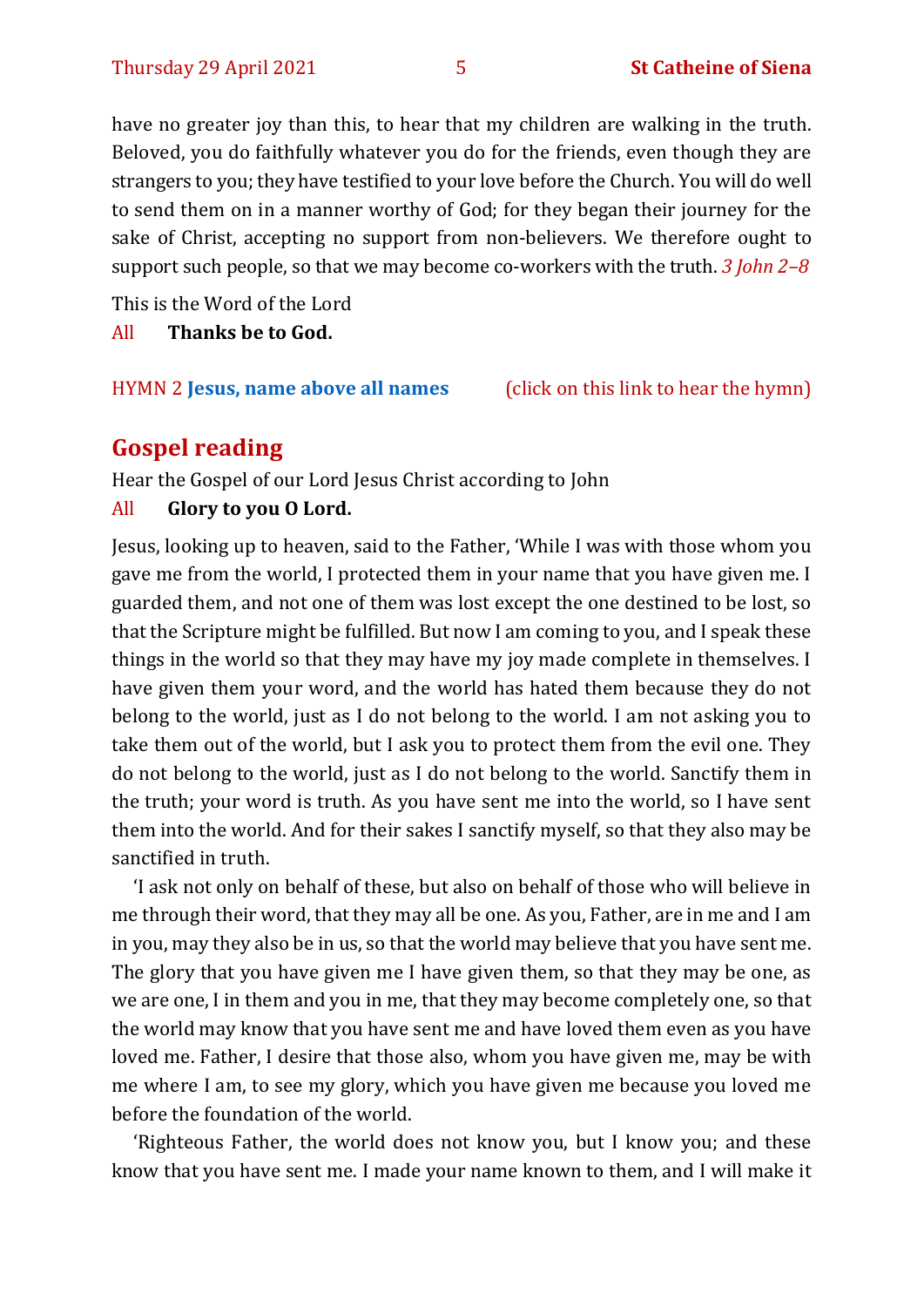have no greater joy than this, to hear that my children are walking in the truth. Beloved, you do faithfully whatever you do for the friends, even though they are strangers to you; they have testified to your love before the Church. You will do well to send them on in a manner worthy of God; for they began their journey for the sake of Christ, accepting no support from non-believers. We therefore ought to support such people, so that we may become co-workers with the truth. *3 John 2–8*

This is the Word of the Lord

All **Thanks be to God.**

HYMN 2 **Jesus, name above all names** (click on this link to hear the hymn)

## Gospel reading

Hear the Gospel of our Lord Jesus Christ according to John

All **Glory to you O Lord.**

Jesus, looking up to heaven, said to the Father, 'While I was with those whom you gave me from the world, I protected them in your name that you have given me. I guarded them, and not one of them was lost except the one destined to be lost, so that the Scripture might be fulfilled. But now I am coming to you, and I speak these things in the world so that they may have my joy made complete in themselves. I have given them your word, and the world has hated them because they do not belong to the world, just as I do not belong to the world. I am not asking you to take them out of the world, but I ask you to protect them from the evil one. They do not belong to the world, just as I do not belong to the world. Sanctify them in the truth; your word is truth. As you have sent me into the world, so I have sent them into the world. And for their sakes I sanctify myself, so that they also may be sanctified in truth.

'I ask not only on behalf of these, but also on behalf of those who will believe in me through their word, that they may all be one. As you, Father, are in me and I am in you, may they also be in us, so that the world may believe that you have sent me. The glory that you have given me I have given them, so that they may be one, as we are one, I in them and you in me, that they may become completely one, so that the world may know that you have sent me and have loved them even as you have loved me. Father, I desire that those also, whom you have given me, may be with me where I am, to see my glory, which you have given me because you loved me before the foundation of the world.

'Righteous Father, the world does not know you, but I know you; and these know that you have sent me. I made your name known to them, and I will make it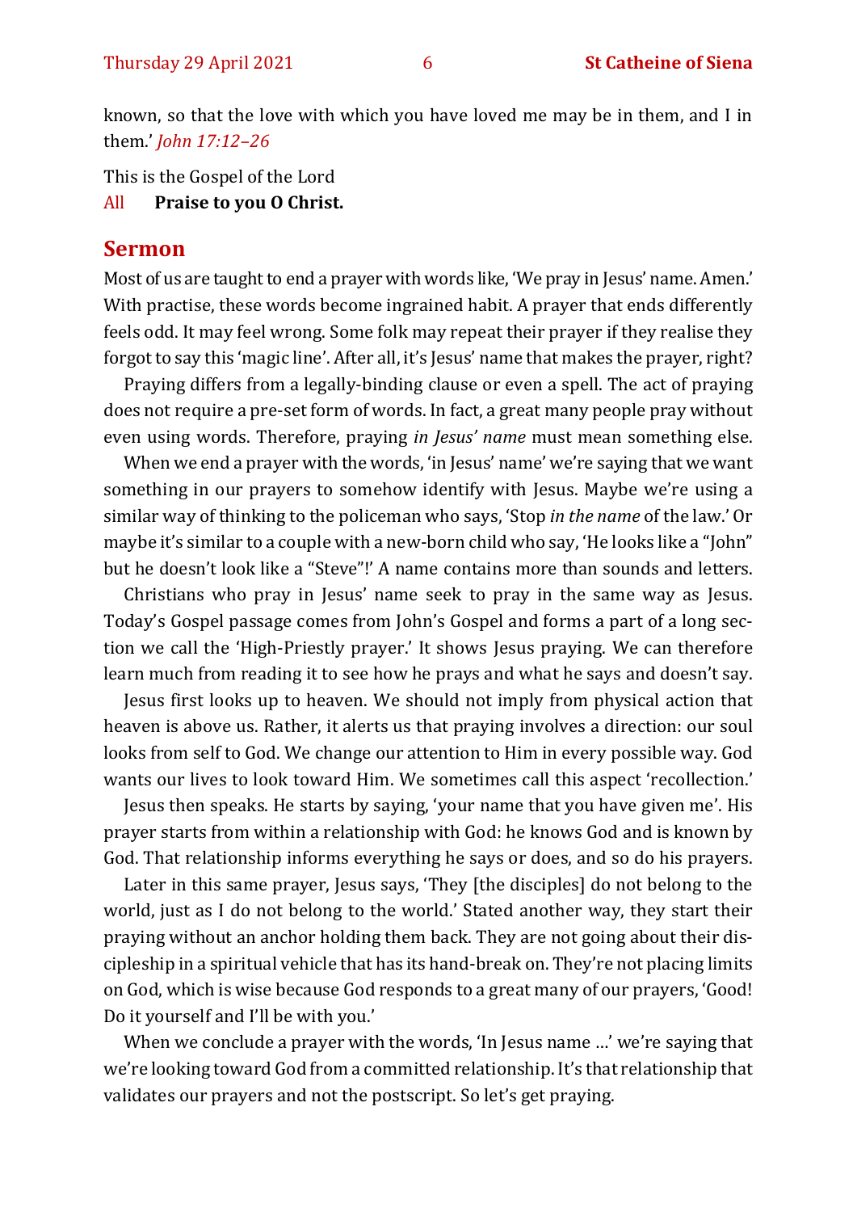known, so that the love with which you have loved me may be in them, and I in them.' *John 17:12–26*

This is the Gospel of the Lord
All **Praise to you O Christ.**

## Sermon

Most of us are taught to end a prayer with words like, 'We pray in Jesus' name. Amen.' With practise, these words become ingrained habit. A prayer that ends differently feels odd. It may feel wrong. Some folk may repeat their prayer if they realise they forgot to say this 'magic line'. After all, it's Jesus' name that makes the prayer, right?

Praying differs from a legally-binding clause or even a spell. The act of praying does not require a pre-set form of words. In fact, a great many people pray without even using words. Therefore, praying *in Jesus' name* must mean something else.

When we end a prayer with the words, 'in Jesus' name' we're saying that we want something in our prayers to somehow identify with Jesus. Maybe we're using a similar way of thinking to the policeman who says, 'Stop *in the name* of the law.' Or maybe it's similar to a couple with a new-born child who say, 'He looks like a "John" but he doesn't look like a "Steve"!' A name contains more than sounds and letters.

Christians who pray in Jesus' name seek to pray in the same way as Jesus. Today's Gospel passage comes from John's Gospel and forms a part of a long section we call the 'High-Priestly prayer.' It shows Jesus praying. We can therefore learn much from reading it to see how he prays and what he says and doesn't say.

Jesus first looks up to heaven. We should not imply from physical action that heaven is above us. Rather, it alerts us that praying involves a direction: our soul looks from self to God. We change our attention to Him in every possible way. God wants our lives to look toward Him. We sometimes call this aspect 'recollection.'

Jesus then speaks. He starts by saying, 'your name that you have given me'. His prayer starts from within a relationship with God: he knows God and is known by God. That relationship informs everything he says or does, and so do his prayers.

Later in this same prayer, Jesus says, 'They [the disciples] do not belong to the world, just as I do not belong to the world.' Stated another way, they start their praying without an anchor holding them back. They are not going about their discipleship in a spiritual vehicle that has its hand-break on. They're not placing limits on God, which is wise because God responds to a great many of our prayers, 'Good! Do it yourself and I'll be with you.'

When we conclude a prayer with the words, 'In Jesus name …' we're saying that we're looking toward God from a committed relationship. It's that relationship that validates our prayers and not the postscript. So let's get praying.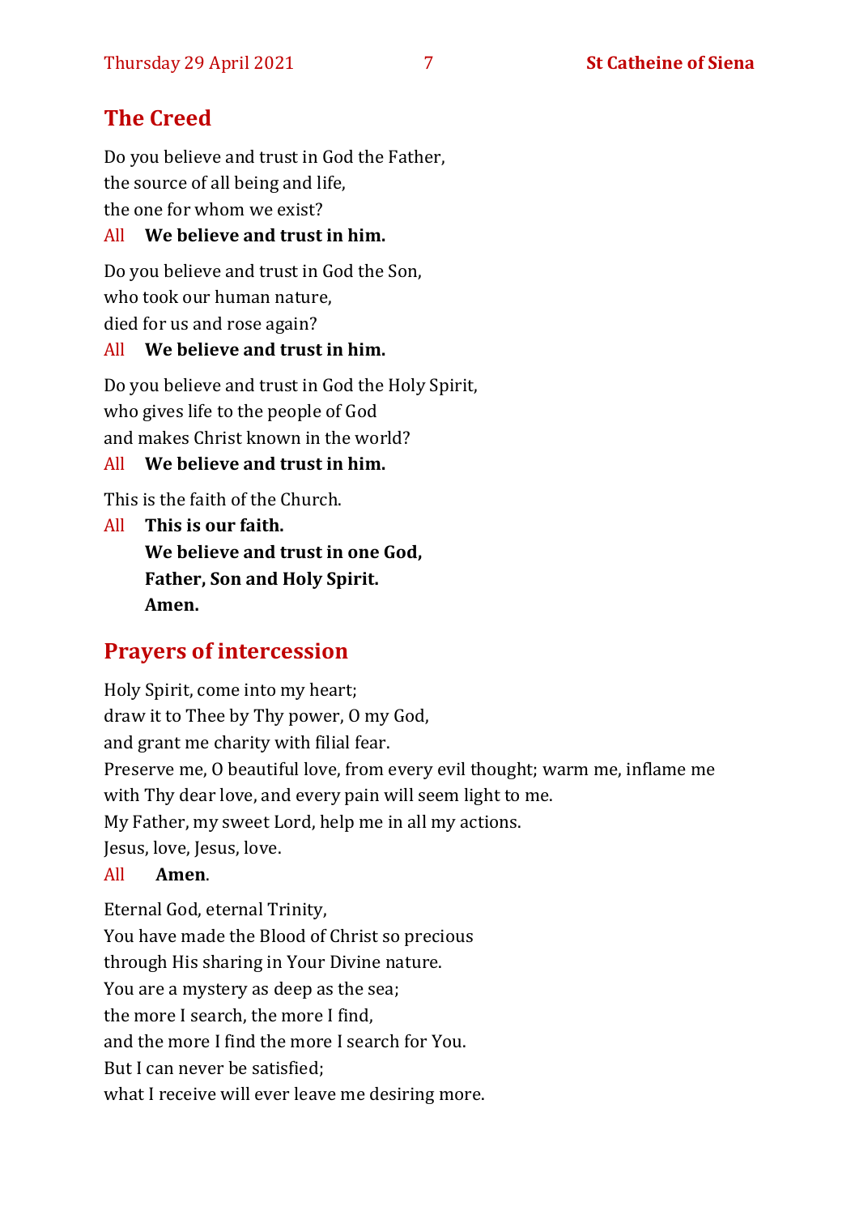## The Creed

Do you believe and trust in God the Father,
the source of all being and life,
the one for whom we exist?

All **We believe and trust in him.**

Do you believe and trust in God the Son,
who took our human nature,
died for us and rose again?

All **We believe and trust in him.**

Do you believe and trust in God the Holy Spirit,
who gives life to the people of God
and makes Christ known in the world?

All **We believe and trust in him.**

This is the faith of the Church.

All **This is our faith.**
**We believe and trust in one God,**
**Father, Son and Holy Spirit.**
**Amen.**

## Prayers of intercession

Holy Spirit, come into my heart;
draw it to Thee by Thy power, O my God,
and grant me charity with filial fear.
Preserve me, O beautiful love, from every evil thought; warm me, inflame me with Thy dear love, and every pain will seem light to me.
My Father, my sweet Lord, help me in all my actions.
Jesus, love, Jesus, love.

All **Amen**.

Eternal God, eternal Trinity,
You have made the Blood of Christ so precious
through His sharing in Your Divine nature.
You are a mystery as deep as the sea;
the more I search, the more I find,
and the more I find the more I search for You.
But I can never be satisfied;
what I receive will ever leave me desiring more.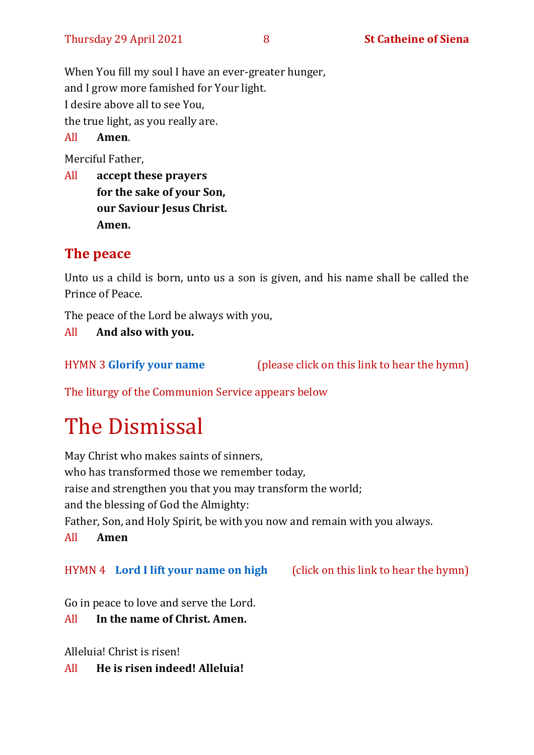When You fill my soul I have an ever-greater hunger,
and I grow more famished for Your light.
I desire above all to see You,
the true light, as you really are.

All **Amen**.

Merciful Father,

All **accept these prayers**
**for the sake of your Son,**
**our Saviour Jesus Christ.**
**Amen.**

## The peace

Unto us a child is born, unto us a son is given, and his name shall be called the Prince of Peace.

The peace of the Lord be always with you,

All **And also with you.**

HYMN 3 **Glorify your name** (please click on this link to hear the hymn)

The liturgy of the Communion Service appears below

# The Dismissal

May Christ who makes saints of sinners,
who has transformed those we remember today,
raise and strengthen you that you may transform the world;
and the blessing of God the Almighty:
Father, Son, and Holy Spirit, be with you now and remain with you always.

All **Amen**

HYMN 4 **Lord I lift your name on high** (click on this link to hear the hymn)

Go in peace to love and serve the Lord.

All **In the name of Christ. Amen.**

Alleluia! Christ is risen!

All **He is risen indeed! Alleluia!**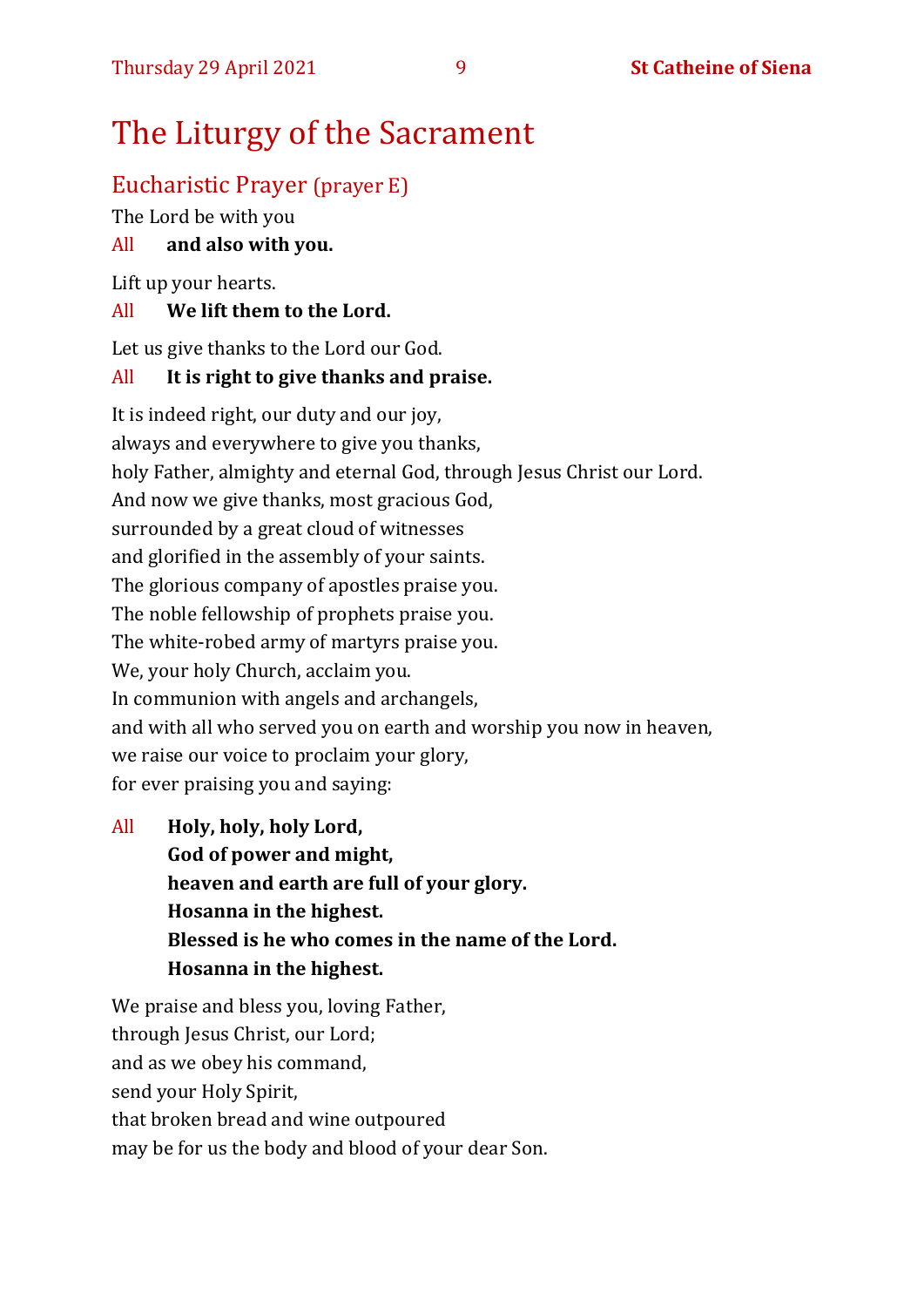# The Liturgy of the Sacrament

## Eucharistic Prayer (prayer E)

The Lord be with you

All **and also with you.**

Lift up your hearts.

All **We lift them to the Lord.**

Let us give thanks to the Lord our God.

All **It is right to give thanks and praise.**

It is indeed right, our duty and our joy,
always and everywhere to give you thanks,
holy Father, almighty and eternal God, through Jesus Christ our Lord.
And now we give thanks, most gracious God,
surrounded by a great cloud of witnesses
and glorified in the assembly of your saints.
The glorious company of apostles praise you.
The noble fellowship of prophets praise you.
The white-robed army of martyrs praise you.
We, your holy Church, acclaim you.
In communion with angels and archangels,
and with all who served you on earth and worship you now in heaven,
we raise our voice to proclaim your glory,
for ever praising you and saying:

All **Holy, holy, holy Lord,**
**God of power and might,**
**heaven and earth are full of your glory.**
**Hosanna in the highest.**
**Blessed is he who comes in the name of the Lord.**
**Hosanna in the highest.**

We praise and bless you, loving Father,
through Jesus Christ, our Lord;
and as we obey his command,
send your Holy Spirit,
that broken bread and wine outpoured
may be for us the body and blood of your dear Son.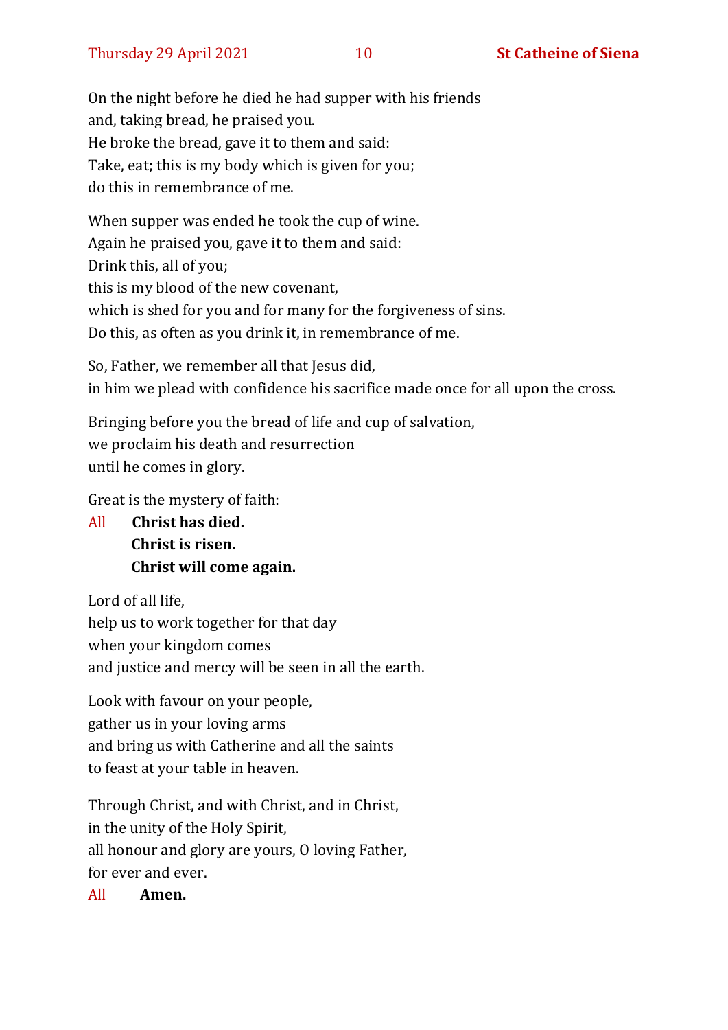On the night before he died he had supper with his friends
and, taking bread, he praised you.
He broke the bread, gave it to them and said:
Take, eat; this is my body which is given for you;
do this in remembrance of me.

When supper was ended he took the cup of wine.
Again he praised you, gave it to them and said:
Drink this, all of you;
this is my blood of the new covenant,
which is shed for you and for many for the forgiveness of sins.
Do this, as often as you drink it, in remembrance of me.

So, Father, we remember all that Jesus did,
in him we plead with confidence his sacrifice made once for all upon the cross.

Bringing before you the bread of life and cup of salvation,
we proclaim his death and resurrection
until he comes in glory.

Great is the mystery of faith:

All **Christ has died.**
**Christ is risen.**
**Christ will come again.**

Lord of all life,
help us to work together for that day
when your kingdom comes
and justice and mercy will be seen in all the earth.

Look with favour on your people,
gather us in your loving arms
and bring us with Catherine and all the saints
to feast at your table in heaven.

Through Christ, and with Christ, and in Christ,
in the unity of the Holy Spirit,
all honour and glory are yours, O loving Father,
for ever and ever.

All **Amen.**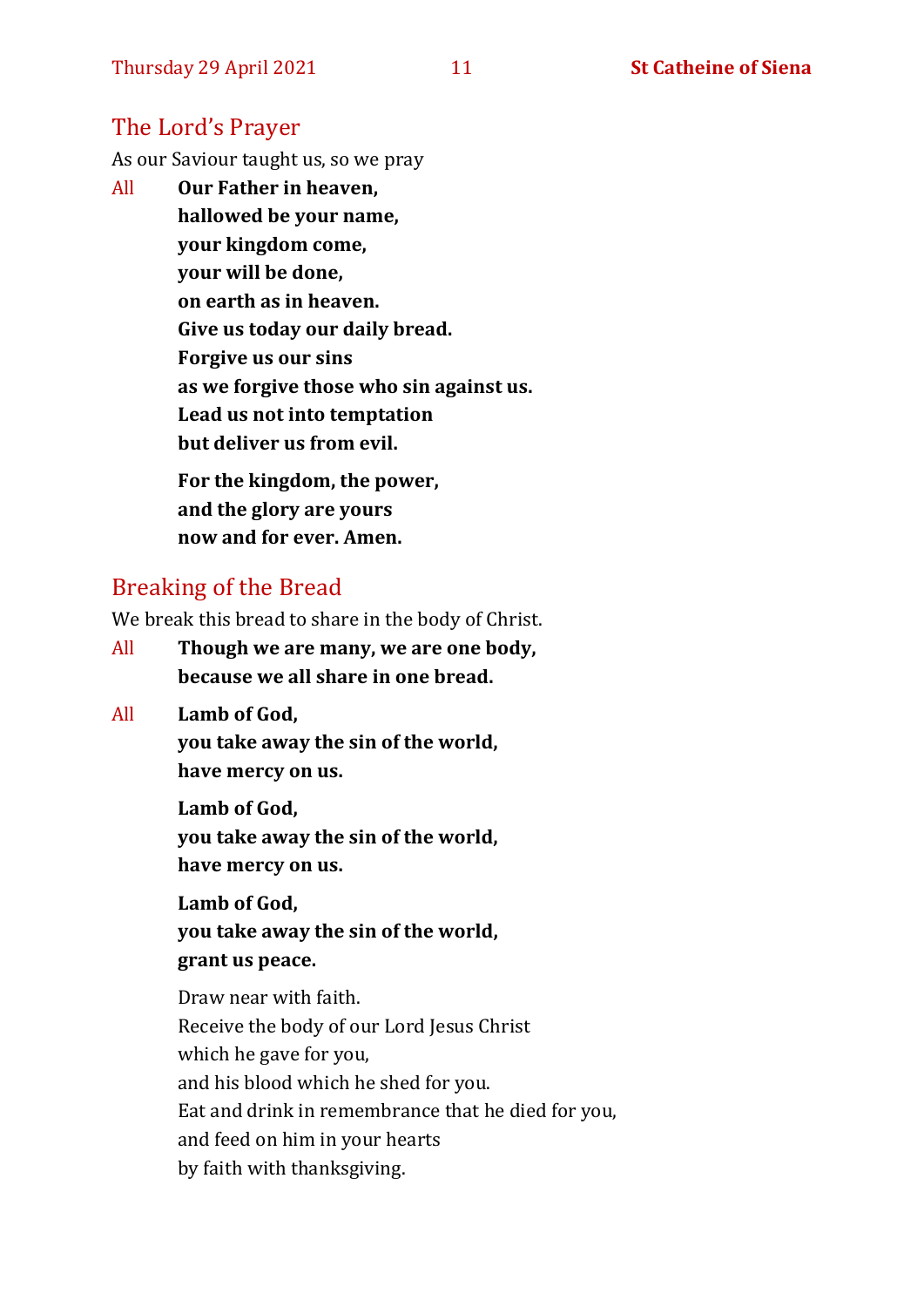## The Lord's Prayer

As our Saviour taught us, so we pray

All **Our Father in heaven,**
**hallowed be your name,**
**your kingdom come,**
**your will be done,**
**on earth as in heaven.**
**Give us today our daily bread.**
**Forgive us our sins**
**as we forgive those who sin against us.**
**Lead us not into temptation**
**but deliver us from evil.**

**For the kingdom, the power,**
**and the glory are yours**
**now and for ever. Amen.**

## Breaking of the Bread

We break this bread to share in the body of Christ.

All **Though we are many, we are one body,**
**because we all share in one bread.**

All **Lamb of God,**
**you take away the sin of the world,**
**have mercy on us.**

**Lamb of God,**
**you take away the sin of the world,**
**have mercy on us.**

**Lamb of God,**
**you take away the sin of the world,**
**grant us peace.**

Draw near with faith.
Receive the body of our Lord Jesus Christ
which he gave for you,
and his blood which he shed for you.
Eat and drink in remembrance that he died for you,
and feed on him in your hearts
by faith with thanksgiving.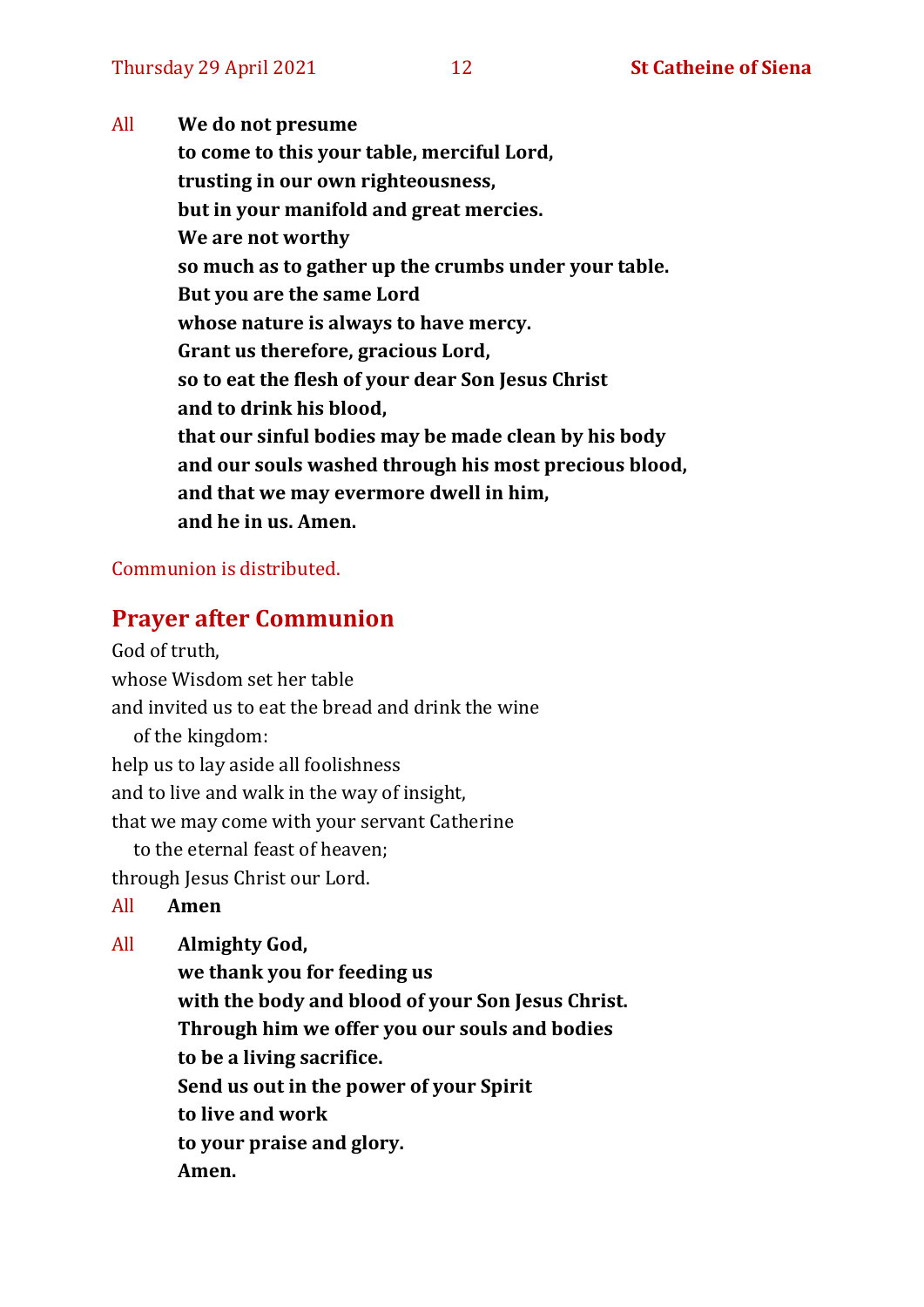All **We do not presume**
**to come to this your table, merciful Lord,**
**trusting in our own righteousness,**
**but in your manifold and great mercies.**
**We are not worthy**
**so much as to gather up the crumbs under your table.**
**But you are the same Lord**
**whose nature is always to have mercy.**
**Grant us therefore, gracious Lord,**
**so to eat the flesh of your dear Son Jesus Christ**
**and to drink his blood,**
**that our sinful bodies may be made clean by his body**
**and our souls washed through his most precious blood,**
**and that we may evermore dwell in him,**
**and he in us. Amen.**

Communion is distributed.

## Prayer after Communion

God of truth,
whose Wisdom set her table
and invited us to eat the bread and drink the wine
of the kingdom:
help us to lay aside all foolishness
and to live and walk in the way of insight,
that we may come with your servant Catherine
to the eternal feast of heaven;
through Jesus Christ our Lord.

All **Amen**

All **Almighty God,**
**we thank you for feeding us**
**with the body and blood of your Son Jesus Christ.**
**Through him we offer you our souls and bodies**
**to be a living sacrifice.**
**Send us out in the power of your Spirit**
**to live and work**
**to your praise and glory.**
**Amen.**